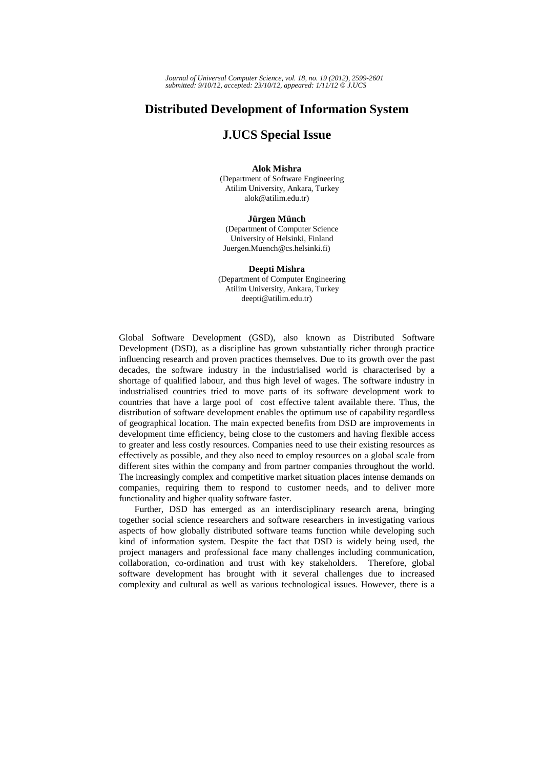# Distributed Development of Information System

# J.UCS Special Issue

**Alok Mishra**
(Department of Software Engineering
Atilim University, Ankara, Turkey
alok@atilim.edu.tr)

**Jürgen Münch**
(Department of Computer Science
University of Helsinki, Finland
Juergen.Muench@cs.helsinki.fi)

**Deepti Mishra**
(Department of Computer Engineering
Atilim University, Ankara, Turkey
deepti@atilim.edu.tr)

Global Software Development (GSD), also known as Distributed Software Development (DSD), as a discipline has grown substantially richer through practice influencing research and proven practices themselves. Due to its growth over the past decades, the software industry in the industrialised world is characterised by a shortage of qualified labour, and thus high level of wages. The software industry in industrialised countries tried to move parts of its software development work to countries that have a large pool of cost effective talent available there. Thus, the distribution of software development enables the optimum use of capability regardless of geographical location. The main expected benefits from DSD are improvements in development time efficiency, being close to the customers and having flexible access to greater and less costly resources. Companies need to use their existing resources as effectively as possible, and they also need to employ resources on a global scale from different sites within the company and from partner companies throughout the world. The increasingly complex and competitive market situation places intense demands on companies, requiring them to respond to customer needs, and to deliver more functionality and higher quality software faster.

Further, DSD has emerged as an interdisciplinary research arena, bringing together social science researchers and software researchers in investigating various aspects of how globally distributed software teams function while developing such kind of information system. Despite the fact that DSD is widely being used, the project managers and professional face many challenges including communication, collaboration, co-ordination and trust with key stakeholders. Therefore, global software development has brought with it several challenges due to increased complexity and cultural as well as various technological issues. However, there is a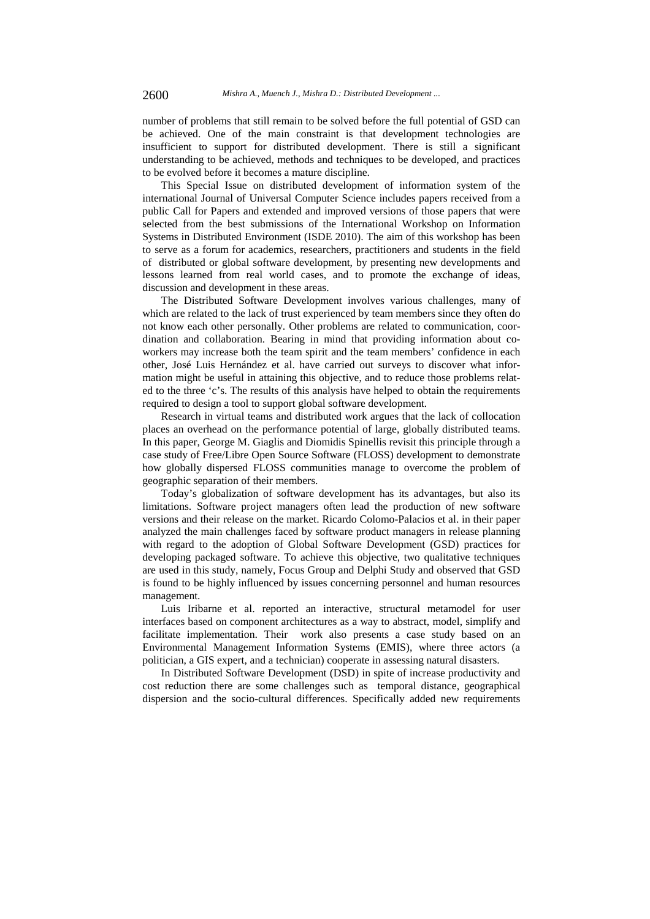number of problems that still remain to be solved before the full potential of GSD can be achieved. One of the main constraint is that development technologies are insufficient to support for distributed development. There is still a significant understanding to be achieved, methods and techniques to be developed, and practices to be evolved before it becomes a mature discipline.

This Special Issue on distributed development of information system of the international Journal of Universal Computer Science includes papers received from a public Call for Papers and extended and improved versions of those papers that were selected from the best submissions of the International Workshop on Information Systems in Distributed Environment (ISDE 2010). The aim of this workshop has been to serve as a forum for academics, researchers, practitioners and students in the field of distributed or global software development, by presenting new developments and lessons learned from real world cases, and to promote the exchange of ideas, discussion and development in these areas.

The Distributed Software Development involves various challenges, many of which are related to the lack of trust experienced by team members since they often do not know each other personally. Other problems are related to communication, coordination and collaboration. Bearing in mind that providing information about co-workers may increase both the team spirit and the team members' confidence in each other, José Luis Hernández et al. have carried out surveys to discover what information might be useful in attaining this objective, and to reduce those problems related to the three 'c's. The results of this analysis have helped to obtain the requirements required to design a tool to support global software development.

Research in virtual teams and distributed work argues that the lack of collocation places an overhead on the performance potential of large, globally distributed teams. In this paper, George M. Giaglis and Diomidis Spinellis revisit this principle through a case study of Free/Libre Open Source Software (FLOSS) development to demonstrate how globally dispersed FLOSS communities manage to overcome the problem of geographic separation of their members.

Today's globalization of software development has its advantages, but also its limitations. Software project managers often lead the production of new software versions and their release on the market. Ricardo Colomo-Palacios et al. in their paper analyzed the main challenges faced by software product managers in release planning with regard to the adoption of Global Software Development (GSD) practices for developing packaged software. To achieve this objective, two qualitative techniques are used in this study, namely, Focus Group and Delphi Study and observed that GSD is found to be highly influenced by issues concerning personnel and human resources management.

Luis Iribarne et al. reported an interactive, structural metamodel for user interfaces based on component architectures as a way to abstract, model, simplify and facilitate implementation. Their work also presents a case study based on an Environmental Management Information Systems (EMIS), where three actors (a politician, a GIS expert, and a technician) cooperate in assessing natural disasters.

In Distributed Software Development (DSD) in spite of increase productivity and cost reduction there are some challenges such as temporal distance, geographical dispersion and the socio-cultural differences. Specifically added new requirements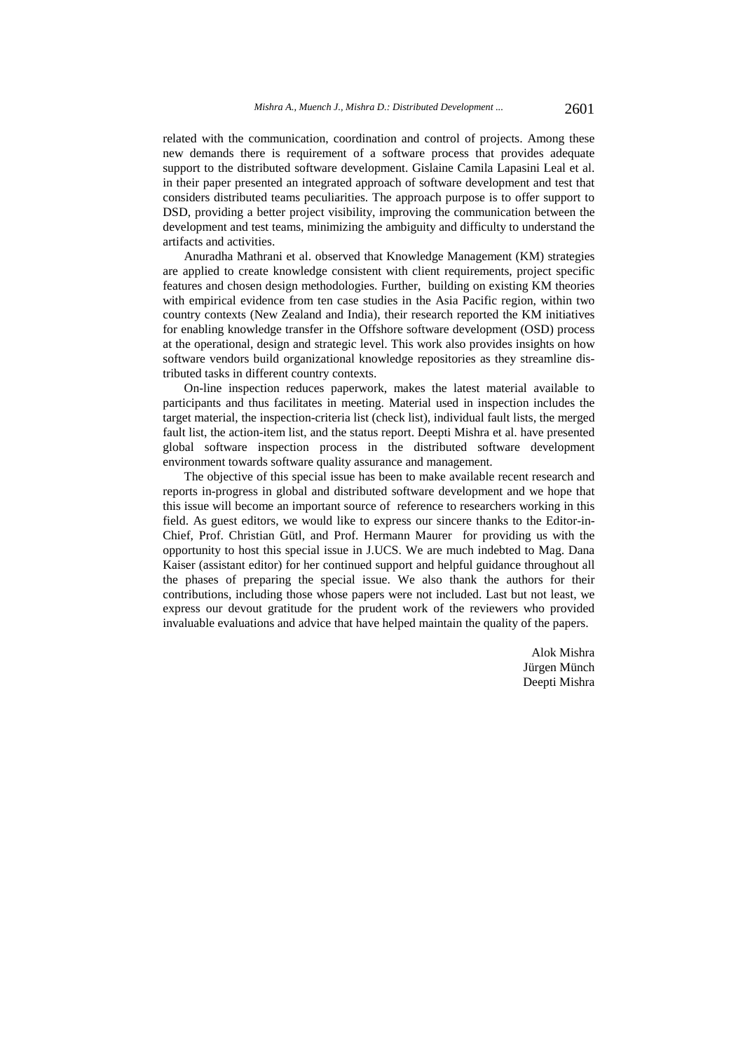related with the communication, coordination and control of projects. Among these new demands there is requirement of a software process that provides adequate support to the distributed software development. Gislaine Camila Lapasini Leal et al. in their paper presented an integrated approach of software development and test that considers distributed teams peculiarities. The approach purpose is to offer support to DSD, providing a better project visibility, improving the communication between the development and test teams, minimizing the ambiguity and difficulty to understand the artifacts and activities.

Anuradha Mathrani et al. observed that Knowledge Management (KM) strategies are applied to create knowledge consistent with client requirements, project specific features and chosen design methodologies. Further, building on existing KM theories with empirical evidence from ten case studies in the Asia Pacific region, within two country contexts (New Zealand and India), their research reported the KM initiatives for enabling knowledge transfer in the Offshore software development (OSD) process at the operational, design and strategic level. This work also provides insights on how software vendors build organizational knowledge repositories as they streamline distributed tasks in different country contexts.

On-line inspection reduces paperwork, makes the latest material available to participants and thus facilitates in meeting. Material used in inspection includes the target material, the inspection-criteria list (check list), individual fault lists, the merged fault list, the action-item list, and the status report. Deepti Mishra et al. have presented global software inspection process in the distributed software development environment towards software quality assurance and management.

The objective of this special issue has been to make available recent research and reports in-progress in global and distributed software development and we hope that this issue will become an important source of reference to researchers working in this field. As guest editors, we would like to express our sincere thanks to the Editor-in-Chief, Prof. Christian Gütl, and Prof. Hermann Maurer for providing us with the opportunity to host this special issue in J.UCS. We are much indebted to Mag. Dana Kaiser (assistant editor) for her continued support and helpful guidance throughout all the phases of preparing the special issue. We also thank the authors for their contributions, including those whose papers were not included. Last but not least, we express our devout gratitude for the prudent work of the reviewers who provided invaluable evaluations and advice that have helped maintain the quality of the papers.

Alok Mishra  
Jürgen Münch  
Deepti Mishra